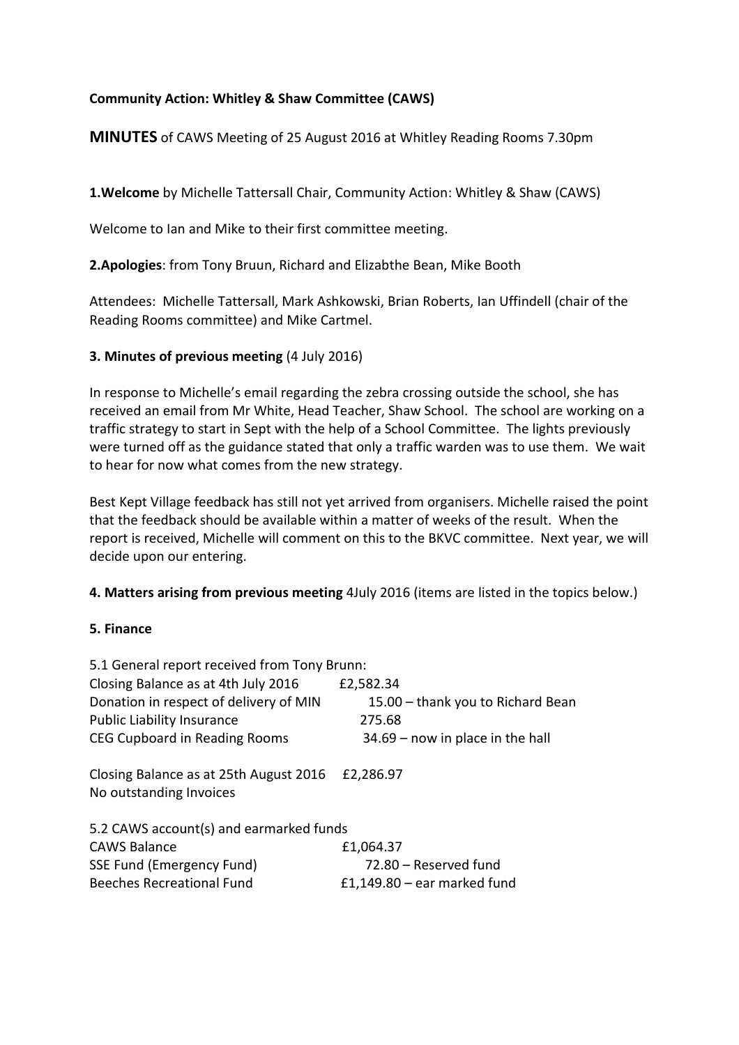**Community Action: Whitley & Shaw Committee (CAWS)**

**MINUTES** of CAWS Meeting of 25 August 2016 at Whitley Reading Rooms 7.30pm

**1.Welcome** by Michelle Tattersall Chair, Community Action: Whitley & Shaw (CAWS)

Welcome to Ian and Mike to their first committee meeting.

**2.Apologies**: from Tony Bruun, Richard and Elizabthe Bean, Mike Booth

Attendees: Michelle Tattersall, Mark Ashkowski, Brian Roberts, Ian Uffindell (chair of the Reading Rooms committee) and Mike Cartmel.

**3. Minutes of previous meeting** (4 July 2016)

In response to Michelle's email regarding the zebra crossing outside the school, she has received an email from Mr White, Head Teacher, Shaw School. The school are working on a traffic strategy to start in Sept with the help of a School Committee. The lights previously were turned off as the guidance stated that only a traffic warden was to use them. We wait to hear for now what comes from the new strategy.

Best Kept Village feedback has still not yet arrived from organisers. Michelle raised the point that the feedback should be available within a matter of weeks of the result. When the report is received, Michelle will comment on this to the BKVC committee. Next year, we will decide upon our entering.

**4. Matters arising from previous meeting** 4July 2016 (items are listed in the topics below.)

**5. Finance**

5.1 General report received from Tony Brunn:

| | |
|---|---|
| Closing Balance as at 4th July 2016 | £2,582.34 |
| Donation in respect of delivery of MIN | 15.00 – thank you to Richard Bean |
| Public Liability Insurance | 275.68 |
| CEG Cupboard in Reading Rooms | 34.69 – now in place in the hall |
| Closing Balance as at 25th August 2016 | £2,286.97 |
| No outstanding Invoices | |

5.2 CAWS account(s) and earmarked funds

| | |
|---|---|
| CAWS Balance | £1,064.37 |
| SSE Fund (Emergency Fund) | 72.80 – Reserved fund |
| Beeches Recreational Fund | £1,149.80 – ear marked fund |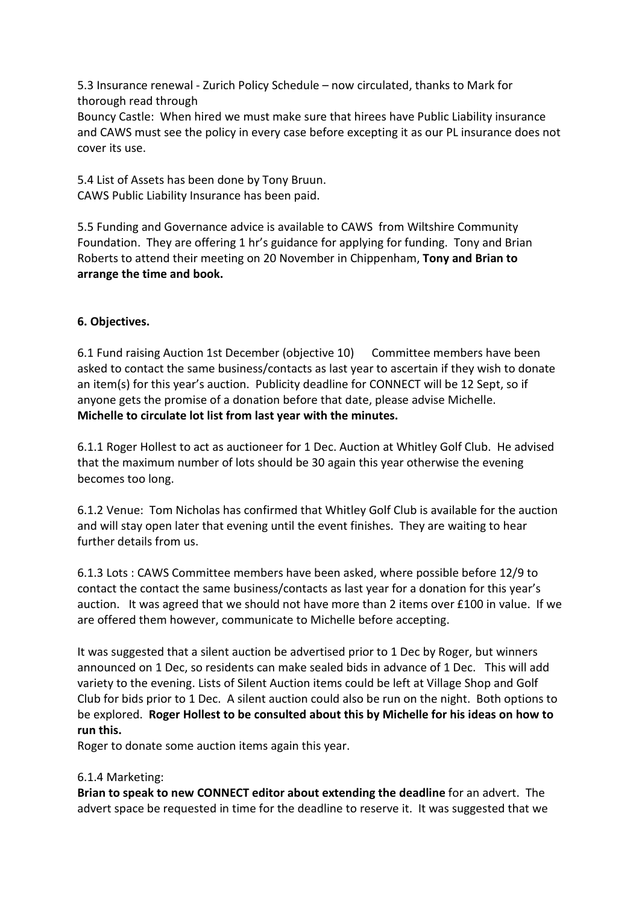5.3 Insurance renewal - Zurich Policy Schedule – now circulated, thanks to Mark for thorough read through

Bouncy Castle: When hired we must make sure that hirees have Public Liability insurance and CAWS must see the policy in every case before excepting it as our PL insurance does not cover its use.

5.4 List of Assets has been done by Tony Bruun.
CAWS Public Liability Insurance has been paid.

5.5 Funding and Governance advice is available to CAWS from Wiltshire Community Foundation. They are offering 1 hr's guidance for applying for funding. Tony and Brian Roberts to attend their meeting on 20 November in Chippenham, **Tony and Brian to arrange the time and book.**

**6. Objectives.**

6.1 Fund raising Auction 1st December (objective 10) Committee members have been asked to contact the same business/contacts as last year to ascertain if they wish to donate an item(s) for this year's auction. Publicity deadline for CONNECT will be 12 Sept, so if anyone gets the promise of a donation before that date, please advise Michelle.
**Michelle to circulate lot list from last year with the minutes.**

6.1.1 Roger Hollest to act as auctioneer for 1 Dec. Auction at Whitley Golf Club. He advised that the maximum number of lots should be 30 again this year otherwise the evening becomes too long.

6.1.2 Venue: Tom Nicholas has confirmed that Whitley Golf Club is available for the auction and will stay open later that evening until the event finishes. They are waiting to hear further details from us.

6.1.3 Lots : CAWS Committee members have been asked, where possible before 12/9 to contact the contact the same business/contacts as last year for a donation for this year's auction. It was agreed that we should not have more than 2 items over £100 in value. If we are offered them however, communicate to Michelle before accepting.

It was suggested that a silent auction be advertised prior to 1 Dec by Roger, but winners announced on 1 Dec, so residents can make sealed bids in advance of 1 Dec. This will add variety to the evening. Lists of Silent Auction items could be left at Village Shop and Golf Club for bids prior to 1 Dec. A silent auction could also be run on the night. Both options to be explored. **Roger Hollest to be consulted about this by Michelle for his ideas on how to run this.**

Roger to donate some auction items again this year.

6.1.4 Marketing:

**Brian to speak to new CONNECT editor about extending the deadline** for an advert. The advert space be requested in time for the deadline to reserve it. It was suggested that we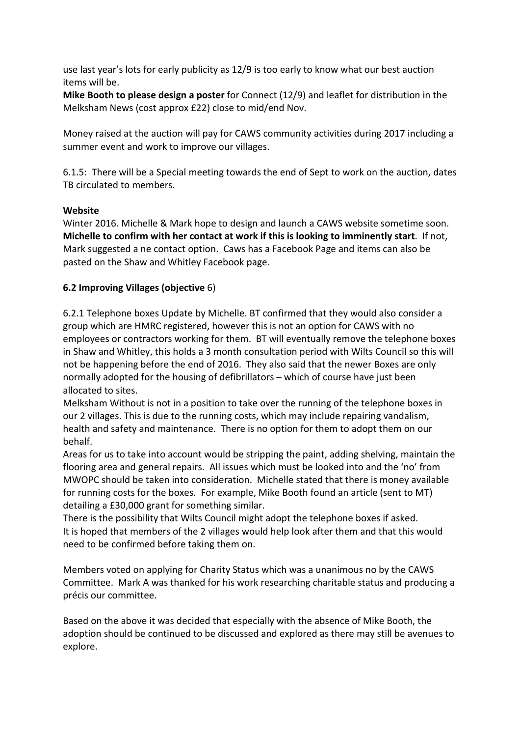use last year's lots for early publicity as 12/9 is too early to know what our best auction items will be.

**Mike Booth to please design a poster** for Connect (12/9) and leaflet for distribution in the Melksham News (cost approx £22) close to mid/end Nov.

Money raised at the auction will pay for CAWS community activities during 2017 including a summer event and work to improve our villages.

6.1.5: There will be a Special meeting towards the end of Sept to work on the auction, dates TB circulated to members.

**Website**

Winter 2016. Michelle & Mark hope to design and launch a CAWS website sometime soon. **Michelle to confirm with her contact at work if this is looking to imminently start**. If not, Mark suggested a ne contact option. Caws has a Facebook Page and items can also be pasted on the Shaw and Whitley Facebook page.

**6.2 Improving Villages (objective** 6)

6.2.1 Telephone boxes Update by Michelle. BT confirmed that they would also consider a group which are HMRC registered, however this is not an option for CAWS with no employees or contractors working for them. BT will eventually remove the telephone boxes in Shaw and Whitley, this holds a 3 month consultation period with Wilts Council so this will not be happening before the end of 2016. They also said that the newer Boxes are only normally adopted for the housing of defibrillators – which of course have just been allocated to sites.

Melksham Without is not in a position to take over the running of the telephone boxes in our 2 villages. This is due to the running costs, which may include repairing vandalism, health and safety and maintenance. There is no option for them to adopt them on our behalf.

Areas for us to take into account would be stripping the paint, adding shelving, maintain the flooring area and general repairs. All issues which must be looked into and the 'no' from MWOPC should be taken into consideration. Michelle stated that there is money available for running costs for the boxes. For example, Mike Booth found an article (sent to MT) detailing a £30,000 grant for something similar.

There is the possibility that Wilts Council might adopt the telephone boxes if asked.

It is hoped that members of the 2 villages would help look after them and that this would need to be confirmed before taking them on.

Members voted on applying for Charity Status which was a unanimous no by the CAWS Committee. Mark A was thanked for his work researching charitable status and producing a précis our committee.

Based on the above it was decided that especially with the absence of Mike Booth, the adoption should be continued to be discussed and explored as there may still be avenues to explore.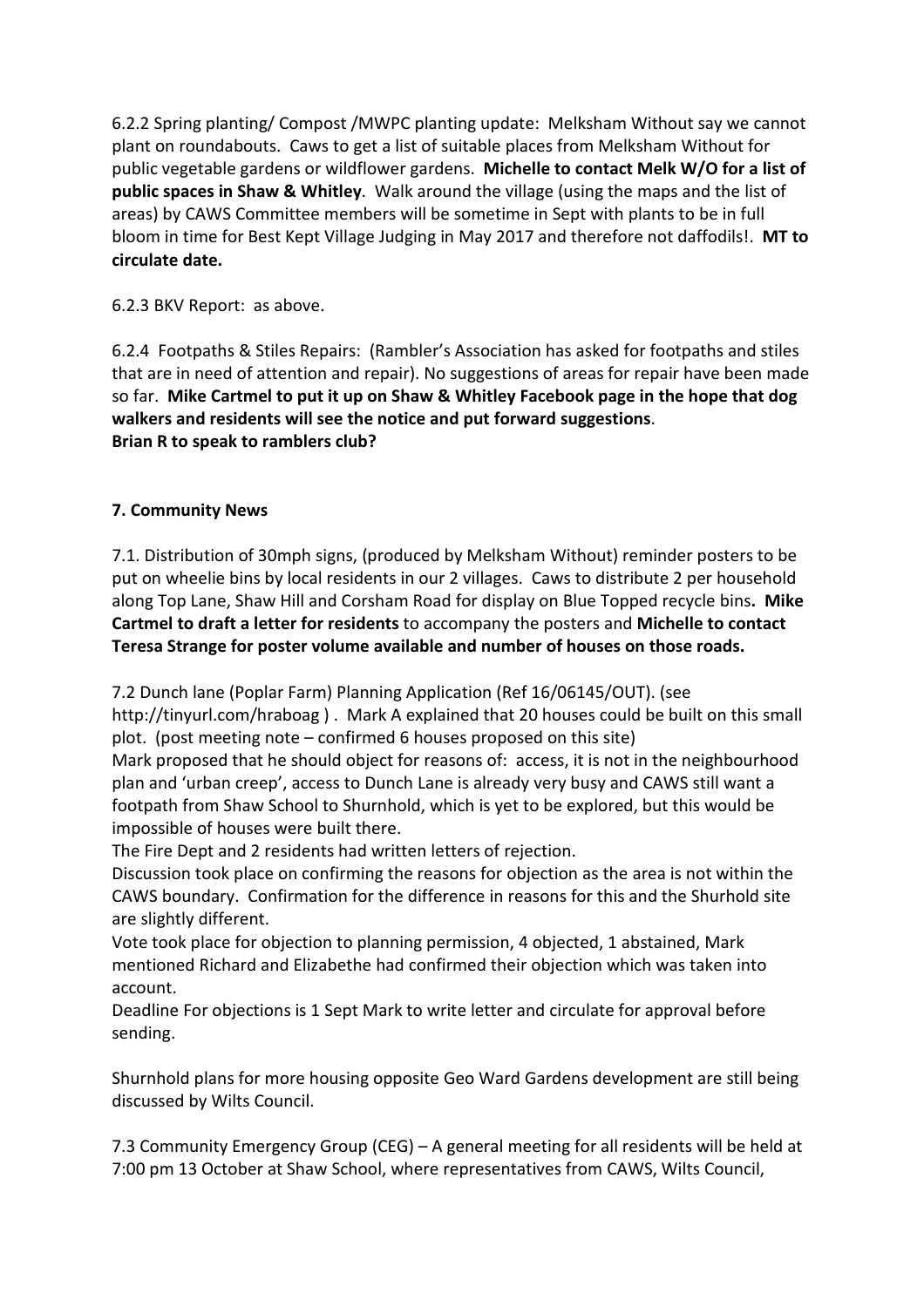6.2.2 Spring planting/ Compost /MWPC planting update: Melksham Without say we cannot plant on roundabouts. Caws to get a list of suitable places from Melksham Without for public vegetable gardens or wildflower gardens. **Michelle to contact Melk W/O for a list of public spaces in Shaw & Whitley**. Walk around the village (using the maps and the list of areas) by CAWS Committee members will be sometime in Sept with plants to be in full bloom in time for Best Kept Village Judging in May 2017 and therefore not daffodils!. **MT to circulate date.**

6.2.3 BKV Report: as above.

6.2.4 Footpaths & Stiles Repairs: (Rambler's Association has asked for footpaths and stiles that are in need of attention and repair). No suggestions of areas for repair have been made so far. **Mike Cartmel to put it up on Shaw & Whitley Facebook page in the hope that dog walkers and residents will see the notice and put forward suggestions**.
**Brian R to speak to ramblers club?**

**7. Community News**

7.1. Distribution of 30mph signs, (produced by Melksham Without) reminder posters to be put on wheelie bins by local residents in our 2 villages. Caws to distribute 2 per household along Top Lane, Shaw Hill and Corsham Road for display on Blue Topped recycle bins**. Mike Cartmel to draft a letter for residents** to accompany the posters and **Michelle to contact Teresa Strange for poster volume available and number of houses on those roads.**

7.2 Dunch lane (Poplar Farm) Planning Application (Ref 16/06145/OUT). (see http://tinyurl.com/hraboag ) . Mark A explained that 20 houses could be built on this small plot. (post meeting note – confirmed 6 houses proposed on this site)
Mark proposed that he should object for reasons of: access, it is not in the neighbourhood plan and 'urban creep', access to Dunch Lane is already very busy and CAWS still want a footpath from Shaw School to Shurnhold, which is yet to be explored, but this would be impossible of houses were built there.
The Fire Dept and 2 residents had written letters of rejection.
Discussion took place on confirming the reasons for objection as the area is not within the CAWS boundary. Confirmation for the difference in reasons for this and the Shurhold site are slightly different.
Vote took place for objection to planning permission, 4 objected, 1 abstained, Mark mentioned Richard and Elizabethe had confirmed their objection which was taken into account.
Deadline For objections is 1 Sept Mark to write letter and circulate for approval before sending.

Shurnhold plans for more housing opposite Geo Ward Gardens development are still being discussed by Wilts Council.

7.3 Community Emergency Group (CEG) – A general meeting for all residents will be held at 7:00 pm 13 October at Shaw School, where representatives from CAWS, Wilts Council,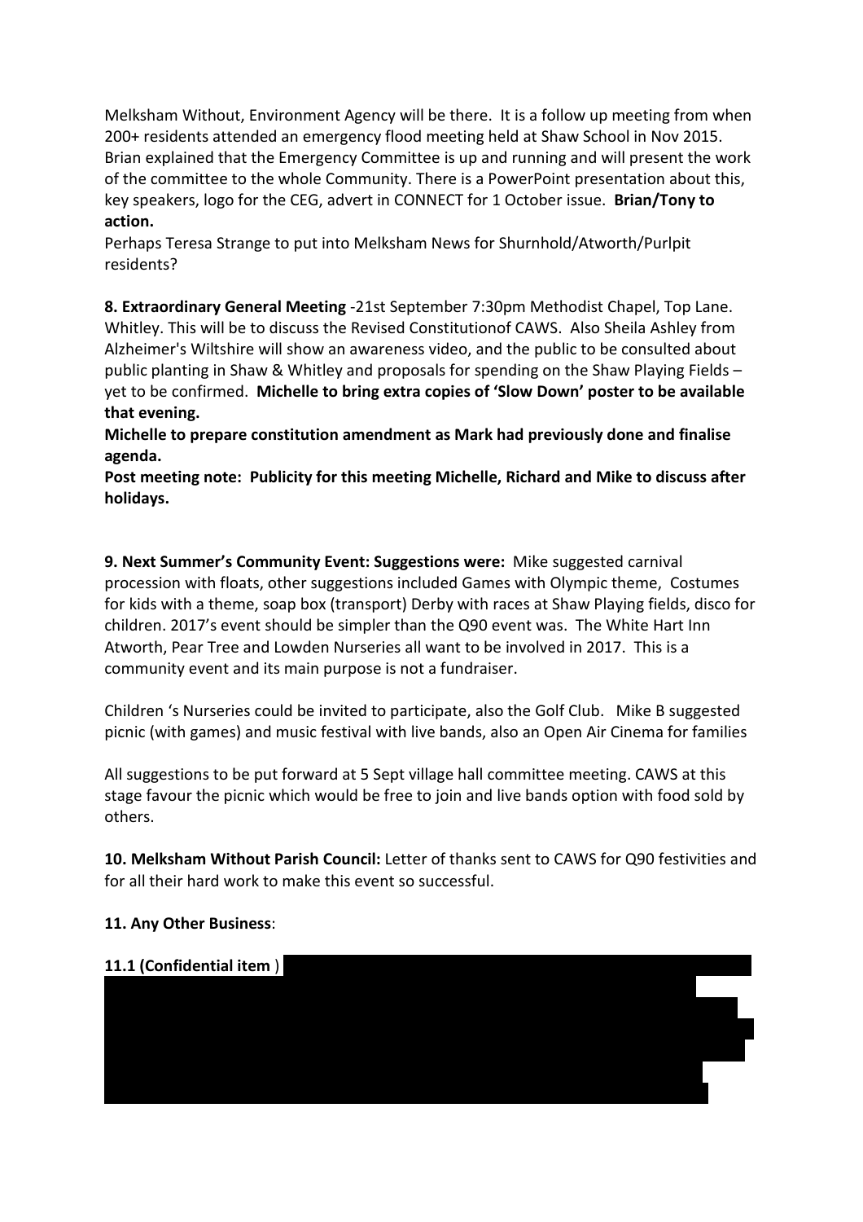Melksham Without, Environment Agency will be there. It is a follow up meeting from when 200+ residents attended an emergency flood meeting held at Shaw School in Nov 2015. Brian explained that the Emergency Committee is up and running and will present the work of the committee to the whole Community. There is a PowerPoint presentation about this, key speakers, logo for the CEG, advert in CONNECT for 1 October issue. **Brian/Tony to action.**

Perhaps Teresa Strange to put into Melksham News for Shurnhold/Atworth/Purlpit residents?

**8. Extraordinary General Meeting** -21st September 7:30pm Methodist Chapel, Top Lane. Whitley. This will be to discuss the Revised Constitutionof CAWS. Also Sheila Ashley from Alzheimer's Wiltshire will show an awareness video, and the public to be consulted about public planting in Shaw & Whitley and proposals for spending on the Shaw Playing Fields – yet to be confirmed. **Michelle to bring extra copies of 'Slow Down' poster to be available that evening.**

**Michelle to prepare constitution amendment as Mark had previously done and finalise agenda.**

**Post meeting note: Publicity for this meeting Michelle, Richard and Mike to discuss after holidays.**

**9. Next Summer's Community Event: Suggestions were:** Mike suggested carnival procession with floats, other suggestions included Games with Olympic theme, Costumes for kids with a theme, soap box (transport) Derby with races at Shaw Playing fields, disco for children. 2017's event should be simpler than the Q90 event was. The White Hart Inn Atworth, Pear Tree and Lowden Nurseries all want to be involved in 2017. This is a community event and its main purpose is not a fundraiser.

Children 's Nurseries could be invited to participate, also the Golf Club. Mike B suggested picnic (with games) and music festival with live bands, also an Open Air Cinema for families

All suggestions to be put forward at 5 Sept village hall committee meeting. CAWS at this stage favour the picnic which would be free to join and live bands option with food sold by others.

**10. Melksham Without Parish Council:** Letter of thanks sent to CAWS for Q90 festivities and for all their hard work to make this event so successful.

**11. Any Other Business**:

**11.1 (Confidential item** )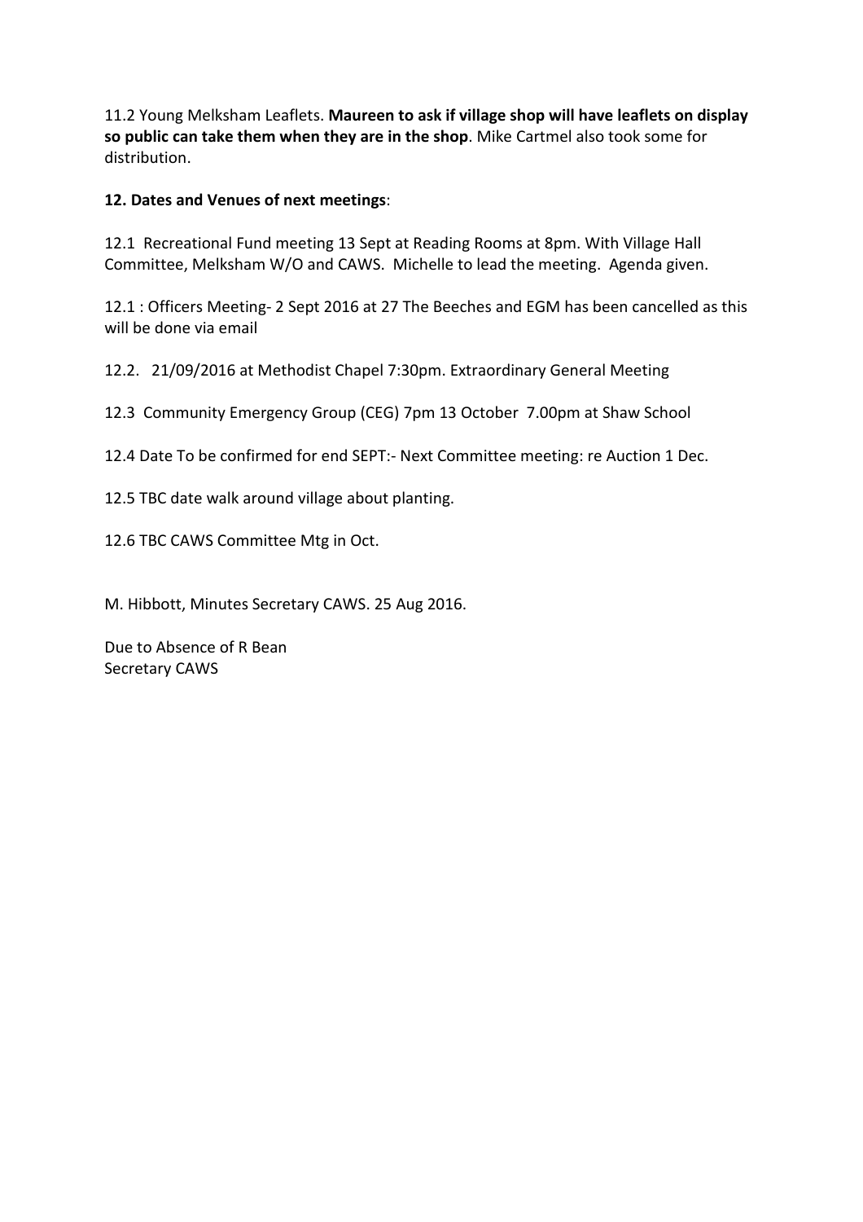11.2 Young Melksham Leaflets. **Maureen to ask if village shop will have leaflets on display so public can take them when they are in the shop**. Mike Cartmel also took some for distribution.

**12. Dates and Venues of next meetings**:

12.1 Recreational Fund meeting 13 Sept at Reading Rooms at 8pm. With Village Hall Committee, Melksham W/O and CAWS. Michelle to lead the meeting. Agenda given.

12.1 : Officers Meeting- 2 Sept 2016 at 27 The Beeches and EGM has been cancelled as this will be done via email

12.2. 21/09/2016 at Methodist Chapel 7:30pm. Extraordinary General Meeting

12.3 Community Emergency Group (CEG) 7pm 13 October 7.00pm at Shaw School

12.4 Date To be confirmed for end SEPT:- Next Committee meeting: re Auction 1 Dec.

12.5 TBC date walk around village about planting.

12.6 TBC CAWS Committee Mtg in Oct.

M. Hibbott, Minutes Secretary CAWS. 25 Aug 2016.

Due to Absence of R Bean
Secretary CAWS